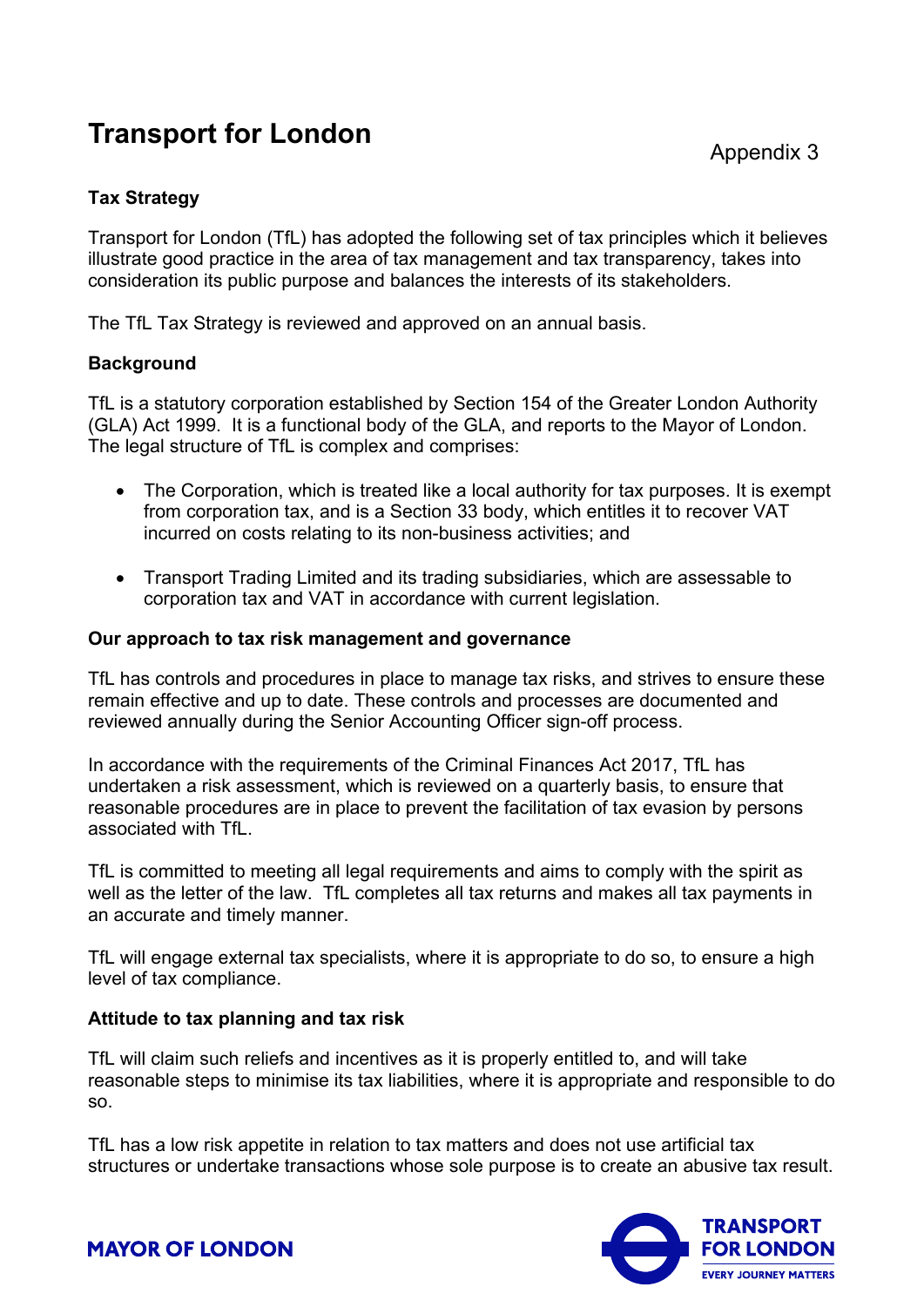# Transport for London

Appendix 3

## Tax Strategy

Transport for London (TfL) has adopted the following set of tax principles which it believes illustrate good practice in the area of tax management and tax transparency, takes into consideration its public purpose and balances the interests of its stakeholders.

The TfL Tax Strategy is reviewed and approved on an annual basis.

## Background

TfL is a statutory corporation established by Section 154 of the Greater London Authority (GLA) Act 1999. It is a functional body of the GLA, and reports to the Mayor of London. The legal structure of TfL is complex and comprises:

- The Corporation, which is treated like a local authority for tax purposes. It is exempt from corporation tax, and is a Section 33 body, which entitles it to recover VAT incurred on costs relating to its non-business activities; and

- Transport Trading Limited and its trading subsidiaries, which are assessable to corporation tax and VAT in accordance with current legislation.

## Our approach to tax risk management and governance

TfL has controls and procedures in place to manage tax risks, and strives to ensure these remain effective and up to date. These controls and processes are documented and reviewed annually during the Senior Accounting Officer sign-off process.

In accordance with the requirements of the Criminal Finances Act 2017, TfL has undertaken a risk assessment, which is reviewed on a quarterly basis, to ensure that reasonable procedures are in place to prevent the facilitation of tax evasion by persons associated with TfL.

TfL is committed to meeting all legal requirements and aims to comply with the spirit as well as the letter of the law. TfL completes all tax returns and makes all tax payments in an accurate and timely manner.

TfL will engage external tax specialists, where it is appropriate to do so, to ensure a high level of tax compliance.

## Attitude to tax planning and tax risk

TfL will claim such reliefs and incentives as it is properly entitled to, and will take reasonable steps to minimise its tax liabilities, where it is appropriate and responsible to do so.

TfL has a low risk appetite in relation to tax matters and does not use artificial tax structures or undertake transactions whose sole purpose is to create an abusive tax result.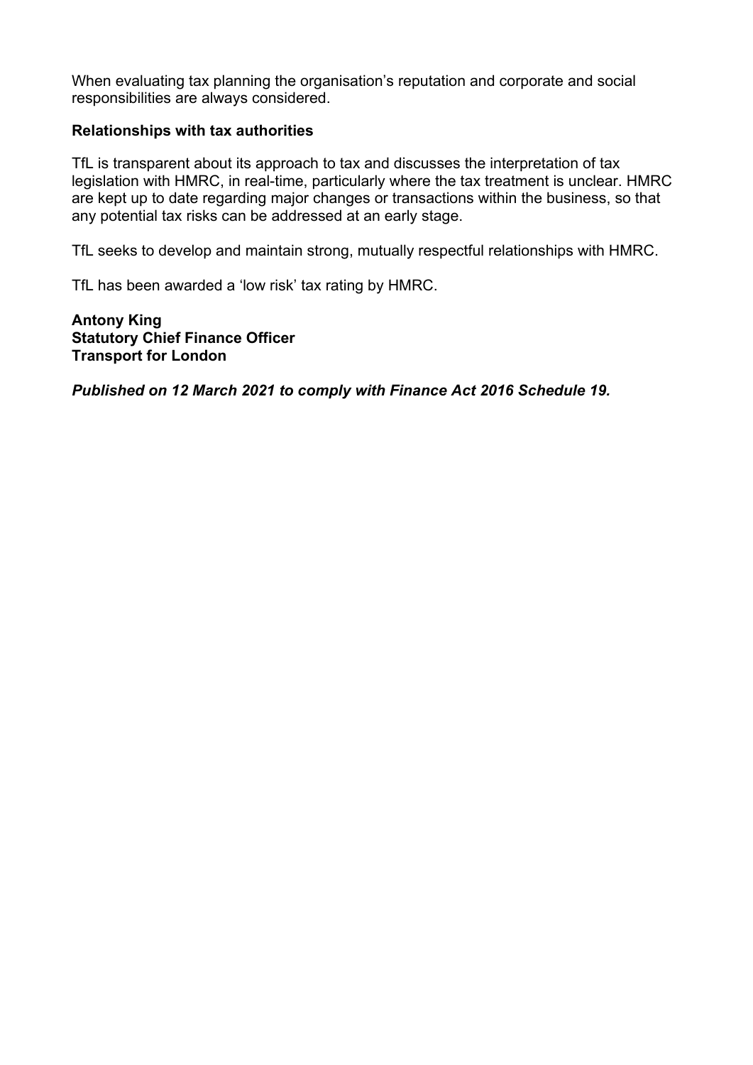When evaluating tax planning the organisation's reputation and corporate and social responsibilities are always considered.

**Relationships with tax authorities**

TfL is transparent about its approach to tax and discusses the interpretation of tax legislation with HMRC, in real-time, particularly where the tax treatment is unclear. HMRC are kept up to date regarding major changes or transactions within the business, so that any potential tax risks can be addressed at an early stage.

TfL seeks to develop and maintain strong, mutually respectful relationships with HMRC.

TfL has been awarded a 'low risk' tax rating by HMRC.

**Antony King**
**Statutory Chief Finance Officer**
**Transport for London**

***Published on 12 March 2021 to comply with Finance Act 2016 Schedule 19.***